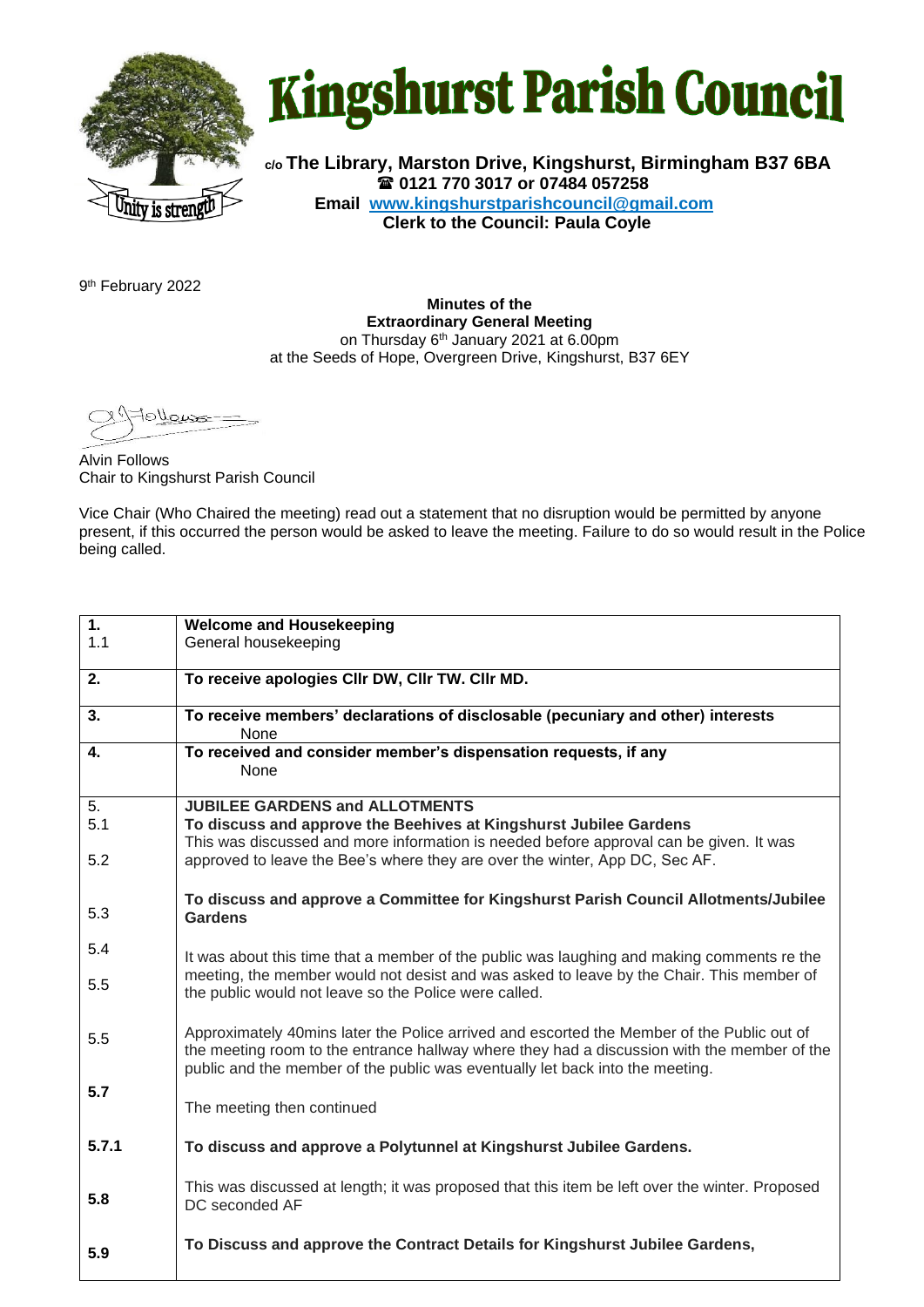# Kingshurst Parish Council

**c/o The Library, Marston Drive, Kingshurst, Birmingham B37 6BA**
**☎ 0121 770 3017 or 07484 057258**
**Email [www.kingshurstparishcouncil@gmail.com](mailto:www.kingshurstparishcouncil@gmail.com)**
**Clerk to the Council: Paula Coyle**

9th February 2022

**Minutes of the**
**Extraordinary General Meeting**
on Thursday 6th January 2021 at 6.00pm
at the Seeds of Hope, Overgreen Drive, Kingshurst, B37 6EY

Alvin Follows
Chair to Kingshurst Parish Council

Vice Chair (Who Chaired the meeting) read out a statement that no disruption would be permitted by anyone present, if this occurred the person would be asked to leave the meeting. Failure to do so would result in the Police being called.

| | |
|---|---|
| **1.**<br>1.1 | **Welcome and Housekeeping**<br>General housekeeping |
| **2.** | **To receive apologies Cllr DW, Cllr TW. Cllr MD.** |
| **3.** | **To receive members' declarations of disclosable (pecuniary and other) interests**<br>None |
| **4.** | **To received and consider member's dispensation requests, if any**<br>None |
| 5.<br>5.1<br><br>5.2 | **JUBILEE GARDENS and ALLOTMENTS**<br>**To discuss and approve the Beehives at Kingshurst Jubilee Gardens**<br>This was discussed and more information is needed before approval can be given. It was approved to leave the Bee's where they are over the winter, App DC, Sec AF. |
| 5.3 | **To discuss and approve a Committee for Kingshurst Parish Council Allotments/Jubilee Gardens** |
| 5.4<br><br>5.5 | It was about this time that a member of the public was laughing and making comments re the meeting, the member would not desist and was asked to leave by the Chair. This member of the public would not leave so the Police were called. |
| 5.5 | Approximately 40mins later the Police arrived and escorted the Member of the Public out of the meeting room to the entrance hallway where they had a discussion with the member of the public and the member of the public was eventually let back into the meeting. |
| **5.7** | The meeting then continued |
| **5.7.1** | **To discuss and approve a Polytunnel at Kingshurst Jubilee Gardens.** |
| **5.8** | This was discussed at length; it was proposed that this item be left over the winter. Proposed DC seconded AF |
| **5.9** | **To Discuss and approve the Contract Details for Kingshurst Jubilee Gardens,** |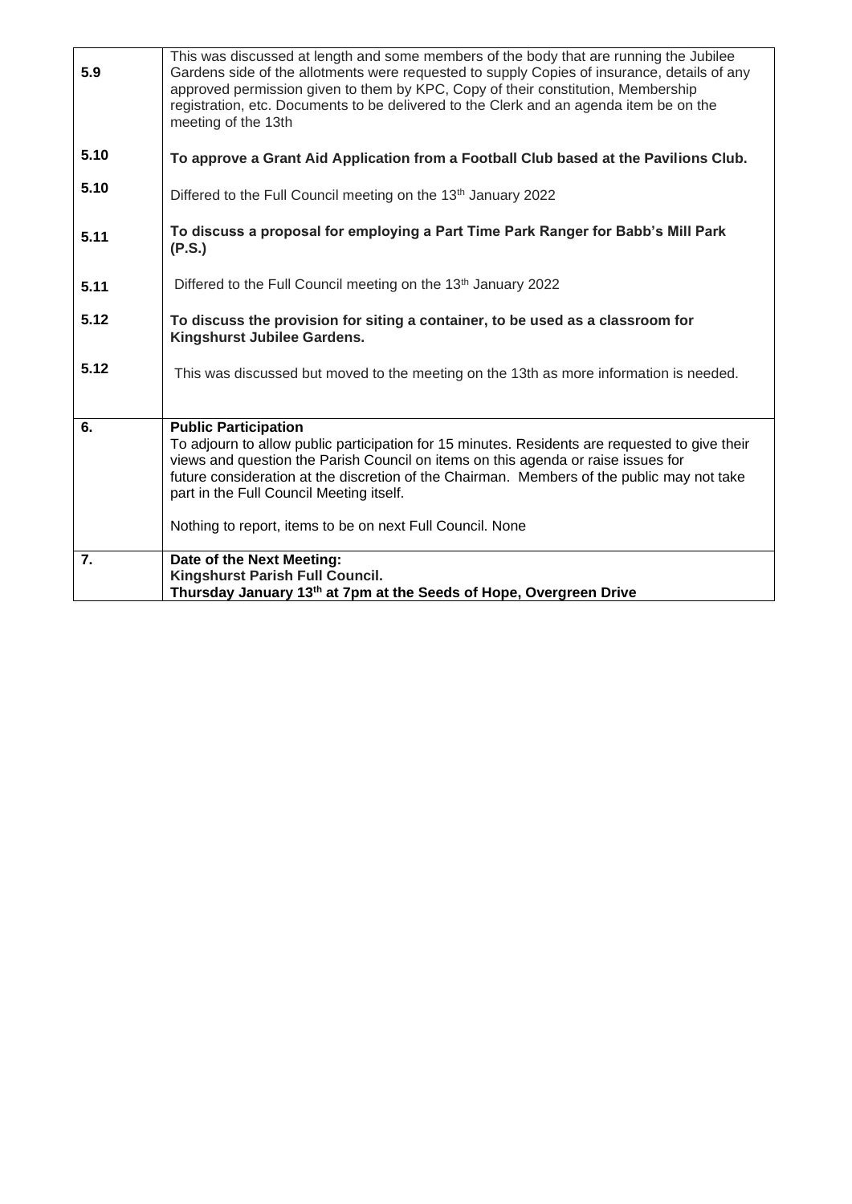| | |
|---|---|
| **5.9** | This was discussed at length and some members of the body that are running the Jubilee Gardens side of the allotments were requested to supply Copies of insurance, details of any approved permission given to them by KPC, Copy of their constitution, Membership registration, etc. Documents to be delivered to the Clerk and an agenda item be on the meeting of the 13th |
| **5.10** | **To approve a Grant Aid Application from a Football Club based at the Pavilions Club.** |
| **5.10** | Differed to the Full Council meeting on the 13th January 2022 |
| **5.11** | **To discuss a proposal for employing a Part Time Park Ranger for Babb's Mill Park (P.S.)** |
| **5.11** | Differed to the Full Council meeting on the 13th January 2022 |
| **5.12** | **To discuss the provision for siting a container, to be used as a classroom for Kingshurst Jubilee Gardens.** |
| **5.12** | This was discussed but moved to the meeting on the 13th as more information is needed. |
| **6.** | **Public Participation**<br>To adjourn to allow public participation for 15 minutes. Residents are requested to give their views and question the Parish Council on items on this agenda or raise issues for future consideration at the discretion of the Chairman. Members of the public may not take part in the Full Council Meeting itself.<br><br>Nothing to report, items to be on next Full Council. None |
| **7.** | **Date of the Next Meeting:**<br>**Kingshurst Parish Full Council.**<br>**Thursday January 13th at 7pm at the Seeds of Hope, Overgreen Drive** |